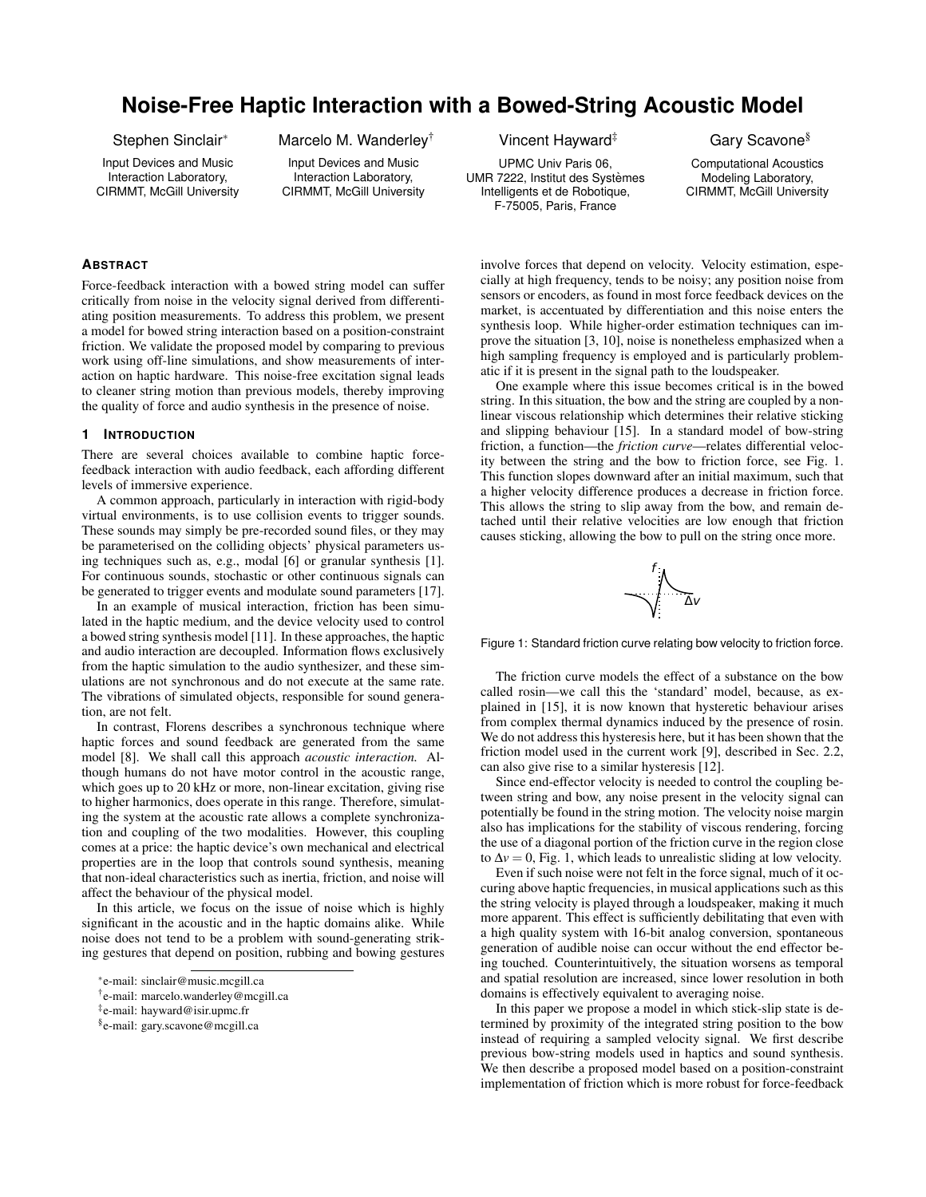# Noise-Free Haptic Interaction with a Bowed-String Acoustic Model

Stephen Sinclair[*]
Input Devices and Music Interaction Laboratory, CIRMMT, McGill University

Marcelo M. Wanderley[†]
Input Devices and Music Interaction Laboratory, CIRMMT, McGill University

Vincent Hayward[‡]
UPMC Univ Paris 06, UMR 7222, Institut des Systèmes Intelligents et de Robotique, F-75005, Paris, France

Gary Scavone[§]
Computational Acoustics Modeling Laboratory, CIRMMT, McGill University

## Abstract

Force-feedback interaction with a bowed string model can suffer critically from noise in the velocity signal derived from differentiating position measurements. To address this problem, we present a model for bowed string interaction based on a position-constraint friction. We validate the proposed model by comparing to previous work using off-line simulations, and show measurements of interaction on haptic hardware. This noise-free excitation signal leads to cleaner string motion than previous models, thereby improving the quality of force and audio synthesis in the presence of noise.

## 1 Introduction

There are several choices available to combine haptic force-feedback interaction with audio feedback, each affording different levels of immersive experience.

A common approach, particularly in interaction with rigid-body virtual environments, is to use collision events to trigger sounds. These sounds may simply be pre-recorded sound files, or they may be parameterised on the colliding objects' physical parameters using techniques such as, e.g., modal [6] or granular synthesis [1]. For continuous sounds, stochastic or other continuous signals can be generated to trigger events and modulate sound parameters [17].

In an example of musical interaction, friction has been simulated in the haptic medium, and the device velocity used to control a bowed string synthesis model [11]. In these approaches, the haptic and audio interaction are decoupled. Information flows exclusively from the haptic simulation to the audio synthesizer, and these simulations are not synchronous and do not execute at the same rate. The vibrations of simulated objects, responsible for sound generation, are not felt.

In contrast, Florens describes a synchronous technique where haptic forces and sound feedback are generated from the same model [8]. We shall call this approach *acoustic interaction.* Although humans do not have motor control in the acoustic range, which goes up to 20 kHz or more, non-linear excitation, giving rise to higher harmonics, does operate in this range. Therefore, simulating the system at the acoustic rate allows a complete synchronization and coupling of the two modalities. However, this coupling comes at a price: the haptic device's own mechanical and electrical properties are in the loop that controls sound synthesis, meaning that non-ideal characteristics such as inertia, friction, and noise will affect the behaviour of the physical model.

In this article, we focus on the issue of noise which is highly significant in the acoustic and in the haptic domains alike. While noise does not tend to be a problem with sound-generating striking gestures that depend on position, rubbing and bowing gestures involve forces that depend on velocity. Velocity estimation, especially at high frequency, tends to be noisy; any position noise from sensors or encoders, as found in most force feedback devices on the market, is accentuated by differentiation and this noise enters the synthesis loop. While higher-order estimation techniques can improve the situation [3, 10], noise is nonetheless emphasized when a high sampling frequency is employed and is particularly problematic if it is present in the signal path to the loudspeaker.

One example where this issue becomes critical is in the bowed string. In this situation, the bow and the string are coupled by a non-linear viscous relationship which determines their relative sticking and slipping behaviour [15]. In a standard model of bow-string friction, a function—the *friction curve*—relates differential velocity between the string and the bow to friction force, see Fig. 1. This function slopes downward after an initial maximum, such that a higher velocity difference produces a decrease in friction force. This allows the string to slip away from the bow, and remain detached until their relative velocities are low enough that friction causes sticking, allowing the bow to pull on the string once more.

Figure 1: Standard friction curve relating bow velocity to friction force.

The friction curve models the effect of a substance on the bow called rosin—we call this the 'standard' model, because, as explained in [15], it is now known that hysteretic behaviour arises from complex thermal dynamics induced by the presence of rosin. We do not address this hysteresis here, but it has been shown that the friction model used in the current work [9], described in Sec. 2.2, can also give rise to a similar hysteresis [12].

Since end-effector velocity is needed to control the coupling between string and bow, any noise present in the velocity signal can potentially be found in the string motion. The velocity noise margin also has implications for the stability of viscous rendering, forcing the use of a diagonal portion of the friction curve in the region close to $\Delta v = 0$, Fig. 1, which leads to unrealistic sliding at low velocity.

Even if such noise were not felt in the force signal, much of it occuring above haptic frequencies, in musical applications such as this the string velocity is played through a loudspeaker, making it much more apparent. This effect is sufficiently debilitating that even with a high quality system with 16-bit analog conversion, spontaneous generation of audible noise can occur without the end effector being touched. Counterintuitively, the situation worsens as temporal and spatial resolution are increased, since lower resolution in both domains is effectively equivalent to averaging noise.

In this paper we propose a model in which stick-slip state is determined by proximity of the integrated string position to the bow instead of requiring a sampled velocity signal. We first describe previous bow-string models used in haptics and sound synthesis. We then describe a proposed model based on a position-constraint implementation of friction which is more robust for force-feedback

[*]e-mail: sinclair@music.mcgill.ca
[†]e-mail: marcelo.wanderley@mcgill.ca
[‡]e-mail: hayward@isir.upmc.fr
[§]e-mail: gary.scavone@mcgill.ca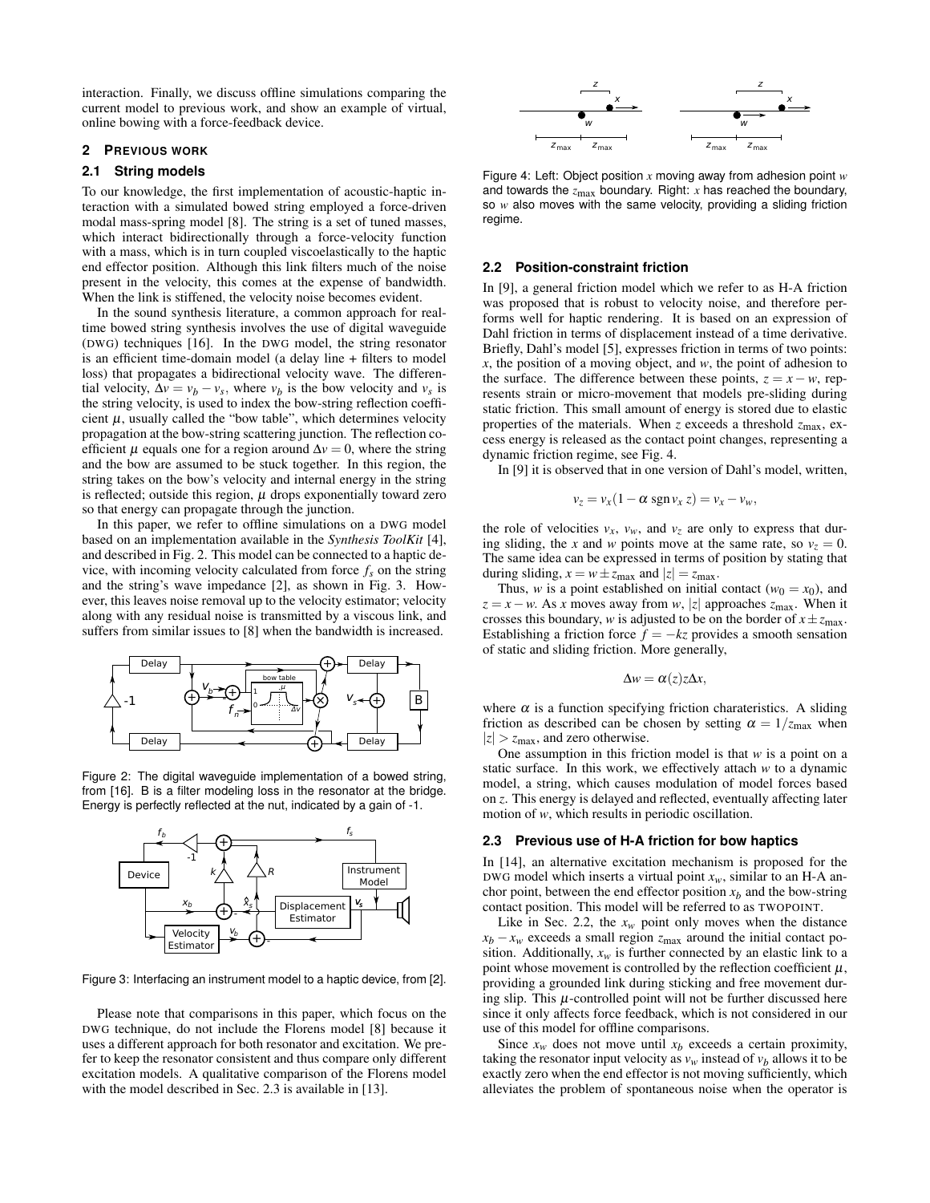interaction. Finally, we discuss offline simulations comparing the current model to previous work, and show an example of virtual, online bowing with a force-feedback device.

## 2 Previous Work

### 2.1 String models

To our knowledge, the first implementation of acoustic-haptic interaction with a simulated bowed string employed a force-driven modal mass-spring model [8]. The string is a set of tuned masses, which interact bidirectionally through a force-velocity function with a mass, which is in turn coupled viscoelastically to the haptic end effector position. Although this link filters much of the noise present in the velocity, this comes at the expense of bandwidth. When the link is stiffened, the velocity noise becomes evident.

In the sound synthesis literature, a common approach for real-time bowed string synthesis involves the use of digital waveguide (DWG) techniques [16]. In the DWG model, the string resonator is an efficient time-domain model (a delay line + filters to model loss) that propagates a bidirectional velocity wave. The differential velocity, $\Delta v = v_b - v_s$, where $v_b$ is the bow velocity and $v_s$ is the string velocity, is used to index the bow-string reflection coefficient $\mu$, usually called the "bow table", which determines velocity propagation at the bow-string scattering junction. The reflection coefficient $\mu$ equals one for a region around $\Delta v = 0$, where the string and the bow are assumed to be stuck together. In this region, the string takes on the bow's velocity and internal energy in the string is reflected; outside this region, $\mu$ drops exponentially toward zero so that energy can propagate through the junction.

In this paper, we refer to offline simulations on a DWG model based on an implementation available in the *Synthesis ToolKit* [4], and described in Fig. 2. This model can be connected to a haptic device, with incoming velocity calculated from force $f_s$ on the string and the string's wave impedance [2], as shown in Fig. 3. However, this leaves noise removal up to the velocity estimator; velocity along with any residual noise is transmitted by a viscous link, and suffers from similar issues to [8] when the bandwidth is increased.

Figure 2: The digital waveguide implementation of a bowed string, from [16]. B is a filter modeling loss in the resonator at the bridge. Energy is perfectly reflected at the nut, indicated by a gain of -1.

Figure 3: Interfacing an instrument model to a haptic device, from [2].

Please note that comparisons in this paper, which focus on the DWG technique, do not include the Florens model [8] because it uses a different approach for both resonator and excitation. We prefer to keep the resonator consistent and thus compare only different excitation models. A qualitative comparison of the Florens model with the model described in Sec. 2.3 is available in [13].

Figure 4: Left: Object position $x$ moving away from adhesion point $w$ and towards the $z_{\max}$ boundary. Right: $x$ has reached the boundary, so $w$ also moves with the same velocity, providing a sliding friction regime.

### 2.2 Position-constraint friction

In [9], a general friction model which we refer to as H-A friction was proposed that is robust to velocity noise, and therefore performs well for haptic rendering. It is based on an expression of Dahl friction in terms of displacement instead of a time derivative. Briefly, Dahl's model [5], expresses friction in terms of two points: $x$, the position of a moving object, and $w$, the point of adhesion to the surface. The difference between these points, $z = x - w$, represents strain or micro-movement that models pre-sliding during static friction. This small amount of energy is stored due to elastic properties of the materials. When $z$ exceeds a threshold $z_{\max}$, excess energy is released as the contact point changes, representing a dynamic friction regime, see Fig. 4.

In [9] it is observed that in one version of Dahl's model, written,

$$v_z = v_x(1 - \alpha \operatorname{sgn} v_x\, z) = v_x - v_w,$$

the role of velocities $v_x$, $v_w$, and $v_z$ are only to express that during sliding, the $x$ and $w$ points move at the same rate, so $v_z = 0$. The same idea can be expressed in terms of position by stating that during sliding, $x = w \pm z_{\max}$ and $|z| = z_{\max}$.

Thus, $w$ is a point established on initial contact ($w_0 = x_0$), and $z = x - w$. As $x$ moves away from $w$, $|z|$ approaches $z_{\max}$. When it crosses this boundary, $w$ is adjusted to be on the border of $x \pm z_{\max}$. Establishing a friction force $f = -kz$ provides a smooth sensation of static and sliding friction. More generally,

$$\Delta w = \alpha(z) z \Delta x,$$

where $\alpha$ is a function specifying friction charateristics. A sliding friction as described can be chosen by setting $\alpha = 1/z_{\max}$ when $|z| > z_{\max}$, and zero otherwise.

One assumption in this friction model is that $w$ is a point on a static surface. In this work, we effectively attach $w$ to a dynamic model, a string, which causes modulation of model forces based on $z$. This energy is delayed and reflected, eventually affecting later motion of $w$, which results in periodic oscillation.

### 2.3 Previous use of H-A friction for bow haptics

In [14], an alternative excitation mechanism is proposed for the DWG model which inserts a virtual point $x_w$, similar to an H-A anchor point, between the end effector position $x_b$ and the bow-string contact position. This model will be referred to as TWOPOINT.

Like in Sec. 2.2, the $x_w$ point only moves when the distance $x_b - x_w$ exceeds a small region $z_{\max}$ around the initial contact position. Additionally, $x_w$ is further connected by an elastic link to a point whose movement is controlled by the reflection coefficient $\mu$, providing a grounded link during sticking and free movement during slip. This $\mu$-controlled point will not be further discussed here since it only affects force feedback, which is not considered in our use of this model for offline comparisons.

Since $x_w$ does not move until $x_b$ exceeds a certain proximity, taking the resonator input velocity as $v_w$ instead of $v_b$ allows it to be exactly zero when the end effector is not moving sufficiently, which alleviates the problem of spontaneous noise when the operator is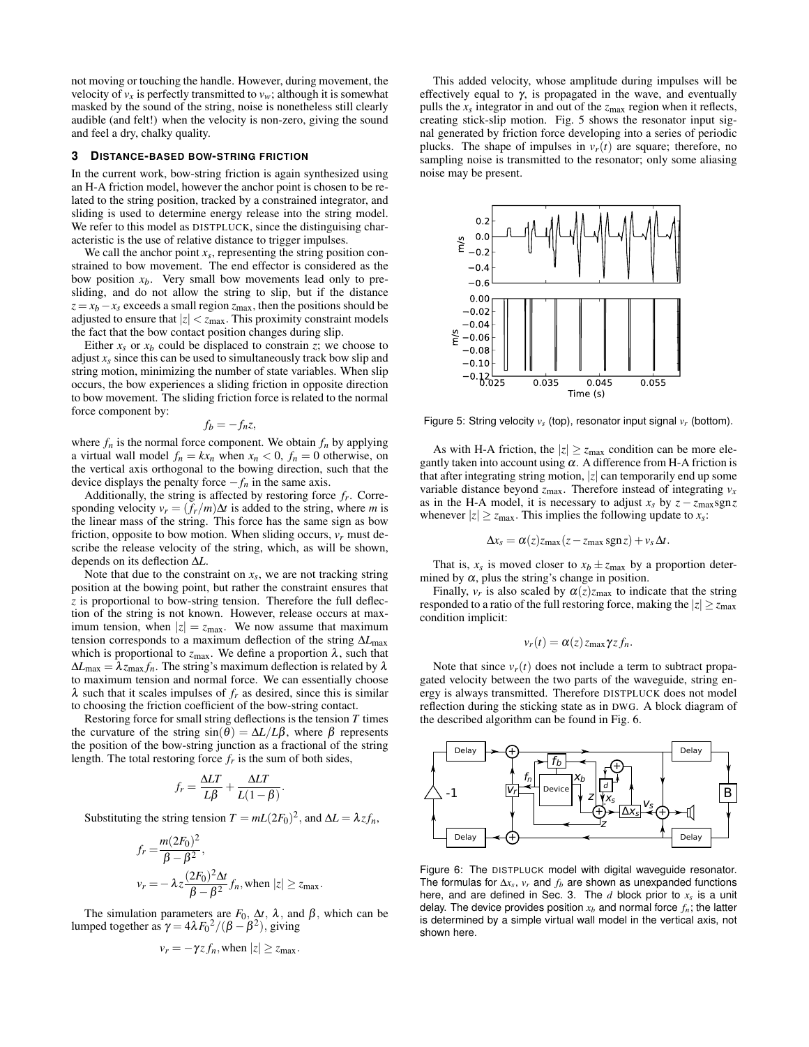not moving or touching the handle. However, during movement, the velocity of $v_x$ is perfectly transmitted to $v_w$; although it is somewhat masked by the sound of the string, noise is nonetheless still clearly audible (and felt!) when the velocity is non-zero, giving the sound and feel a dry, chalky quality.

## 3 Distance-based bow-string friction

In the current work, bow-string friction is again synthesized using an H-A friction model, however the anchor point is chosen to be related to the string position, tracked by a constrained integrator, and sliding is used to determine energy release into the string model. We refer to this model as DISTPLUCK, since the distinguishing characteristic is the use of relative distance to trigger impulses.

We call the anchor point $x_s$, representing the string position constrained to bow movement. The end effector is considered as the bow position $x_b$. Very small bow movements lead only to presliding, and do not allow the string to slip, but if the distance $z = x_b - x_s$ exceeds a small region $z_{\max}$, then the positions should be adjusted to ensure that $|z| < z_{\max}$. This proximity constraint models the fact that the bow contact position changes during slip.

Either $x_s$ or $x_b$ could be displaced to constrain $z$; we choose to adjust $x_s$ since this can be used to simultaneously track bow slip and string motion, minimizing the number of state variables. When slip occurs, the bow experiences a sliding friction in opposite direction to bow movement. The sliding friction force is related to the normal force component by:

$$f_b = -f_n z,$$

where $f_n$ is the normal force component. We obtain $f_n$ by applying a virtual wall model $f_n = kx_n$ when $x_n < 0$, $f_n = 0$ otherwise, on the vertical axis orthogonal to the bowing direction, such that the device displays the penalty force $-f_n$ in the same axis.

Additionally, the string is affected by restoring force $f_r$. Corresponding velocity $v_r = (f_r/m)\Delta t$ is added to the string, where $m$ is the linear mass of the string. This force has the same sign as bow friction, opposite to bow motion. When sliding occurs, $v_r$ must describe the release velocity of the string, which, as will be shown, depends on its deflection $\Delta L$.

Note that due to the constraint on $x_s$, we are not tracking string position at the bowing point, but rather the constraint ensures that $z$ is proportional to bow-string tension. Therefore the full deflection of the string is not known. However, release occurs at maximum tension, when $|z| = z_{\max}$. We now assume that maximum tension corresponds to a maximum deflection of the string $\Delta L_{\max}$ which is proportional to $z_{\max}$. We define a proportion $\lambda$, such that $\Delta L_{\max} = \lambda z_{\max} f_n$. The string's maximum deflection is related by $\lambda$ to maximum tension and normal force. We can essentially choose $\lambda$ such that it scales impulses of $f_r$ as desired, since this is similar to choosing the friction coefficient of the bow-string contact.

Restoring force for small string deflections is the tension $T$ times the curvature of the string $\sin(\theta) = \Delta L / L\beta$, where $\beta$ represents the position of the bow-string junction as a fractional of the string length. The total restoring force $f_r$ is the sum of both sides,

$$f_r = \frac{\Delta L T}{L\beta} + \frac{\Delta L T}{L(1-\beta)}.$$

Substituting the string tension $T = mL(2F_0)^2$, and $\Delta L = \lambda z f_n$,

$$f_r = \frac{m(2F_0)^2}{\beta - \beta^2},$$

$$v_r = -\lambda z \frac{(2F_0)^2 \Delta t}{\beta - \beta^2} f_n, \text{when } |z| \geq z_{\max}.$$

The simulation parameters are $F_0$, $\Delta t$, $\lambda$, and $\beta$, which can be lumped together as $\gamma = 4\lambda F_0{}^2/(\beta - \beta^2)$, giving

$$v_r = -\gamma z f_n, \text{when } |z| \geq z_{\max}.$$

This added velocity, whose amplitude during impulses will be effectively equal to $\gamma$, is propagated in the wave, and eventually pulls the $x_s$ integrator in and out of the $z_{\max}$ region when it reflects, creating stick-slip motion. Fig. 5 shows the resonator input signal generated by friction force developing into a series of periodic plucks. The shape of impulses in $v_r(t)$ are square; therefore, no sampling noise is transmitted to the resonator; only some aliasing noise may be present.

Figure 5: String velocity $v_s$ (top), resonator input signal $v_r$ (bottom).

As with H-A friction, the $|z| \geq z_{\max}$ condition can be more elegantly taken into account using $\alpha$. A difference from H-A friction is that after integrating string motion, $|z|$ can temporarily end up some variable distance beyond $z_{\max}$. Therefore instead of integrating $v_x$ as in the H-A model, it is necessary to adjust $x_s$ by $z - z_{\max}\operatorname{sgn} z$ whenever $|z| \geq z_{\max}$. This implies the following update to $x_s$:

$$\Delta x_s = \alpha(z) z_{\max}(z - z_{\max} \operatorname{sgn} z) + v_s \Delta t.$$

That is, $x_s$ is moved closer to $x_b \pm z_{\max}$ by a proportion determined by $\alpha$, plus the string's change in position.

Finally, $v_r$ is also scaled by $\alpha(z) z_{\max}$ to indicate that the string responded to a ratio of the full restoring force, making the $|z| \geq z_{\max}$ condition implicit:

$$v_r(t) = \alpha(z) z_{\max} \gamma z f_n.$$

Note that since $v_r(t)$ does not include a term to subtract propagated velocity between the two parts of the waveguide, string energy is always transmitted. Therefore DISTPLUCK does not model reflection during the sticking state as in DWG. A block diagram of the described algorithm can be found in Fig. 6.

Figure 6: The DISTPLUCK model with digital waveguide resonator. The formulas for $\Delta x_s$, $v_r$ and $f_b$ are shown as unexpanded functions here, and are defined in Sec. 3. The $d$ block prior to $x_s$ is a unit delay. The device provides position $x_b$ and normal force $f_n$; the latter is determined by a simple virtual wall model in the vertical axis, not shown here.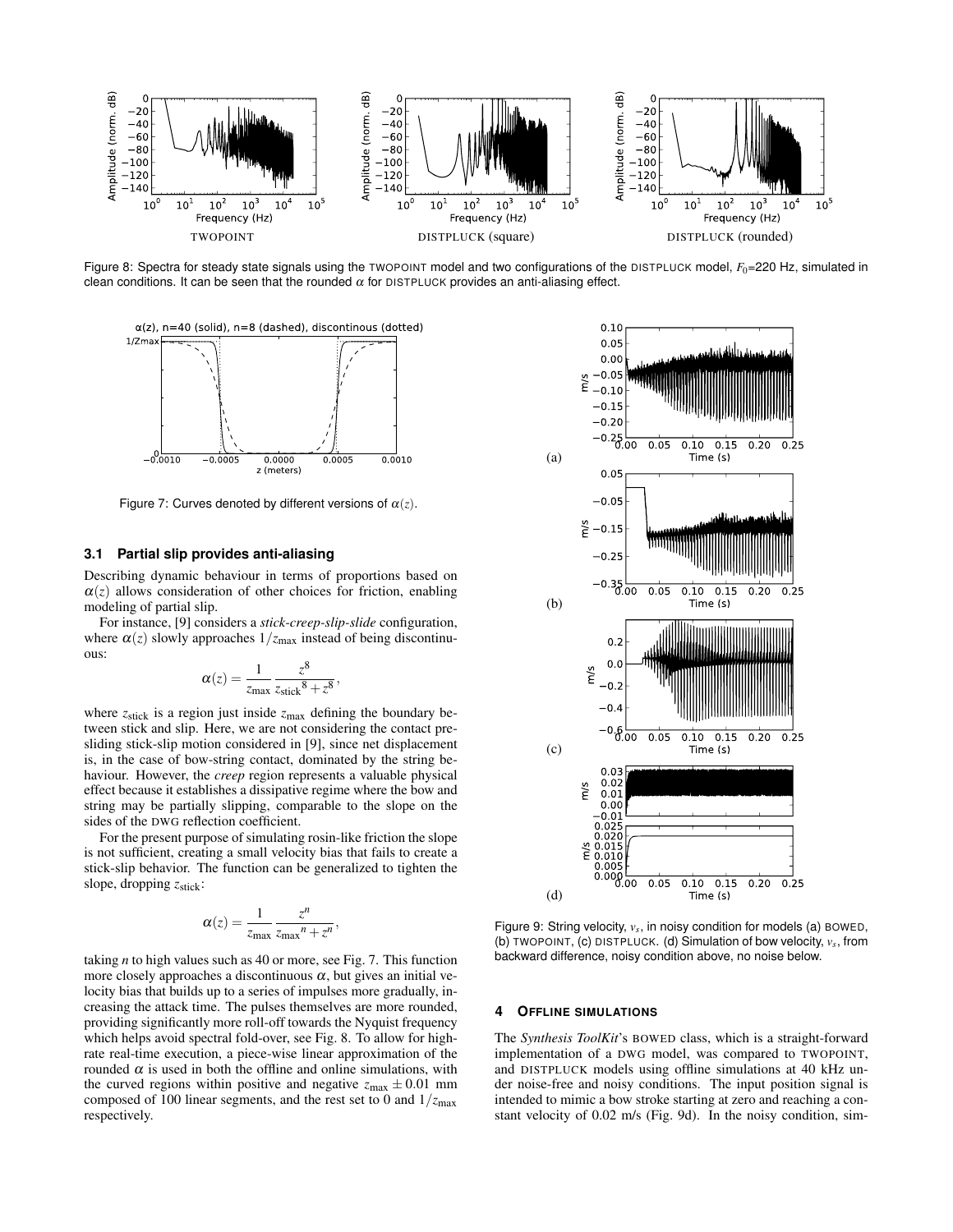Figure 8: Spectra for steady state signals using the TWOPOINT model and two configurations of the DISTPLUCK model, $F_0$=220 Hz, simulated in clean conditions. It can be seen that the rounded $\alpha$ for DISTPLUCK provides an anti-aliasing effect.

Figure 7: Curves denoted by different versions of $\alpha(z)$.

### 3.1 Partial slip provides anti-aliasing

Describing dynamic behaviour in terms of proportions based on $\alpha(z)$ allows consideration of other choices for friction, enabling modeling of partial slip.

For instance, [9] considers a *stick-creep-slip-slide* configuration, where $\alpha(z)$ slowly approaches $1/z_{\text{max}}$ instead of being discontinuous:

$$\alpha(z) = \frac{1}{z_{\text{max}}} \frac{z^8}{{z_{\text{stick}}}^8 + z^8},$$

where $z_{\text{stick}}$ is a region just inside $z_{\text{max}}$ defining the boundary between stick and slip. Here, we are not considering the contact presliding stick-slip motion considered in [9], since net displacement is, in the case of bow-string contact, dominated by the string behaviour. However, the *creep* region represents a valuable physical effect because it establishes a dissipative regime where the bow and string may be partially slipping, comparable to the slope on the sides of the DWG reflection coefficient.

For the present purpose of simulating rosin-like friction the slope is not sufficient, creating a small velocity bias that fails to create a stick-slip behavior. The function can be generalized to tighten the slope, dropping $z_{\text{stick}}$:

$$\alpha(z) = \frac{1}{z_{\text{max}}} \frac{z^n}{{z_{\text{max}}}^n + z^n},$$

taking $n$ to high values such as 40 or more, see Fig. 7. This function more closely approaches a discontinuous $\alpha$, but gives an initial velocity bias that builds up to a series of impulses more gradually, increasing the attack time. The pulses themselves are more rounded, providing significantly more roll-off towards the Nyquist frequency which helps avoid spectral fold-over, see Fig. 8. To allow for high-rate real-time execution, a piece-wise linear approximation of the rounded $\alpha$ is used in both the offline and online simulations, with the curved regions within positive and negative $z_{\text{max}} \pm 0.01$ mm composed of 100 linear segments, and the rest set to 0 and $1/z_{\text{max}}$ respectively.

Figure 9: String velocity, $v_s$, in noisy condition for models (a) BOWED, (b) TWOPOINT, (c) DISTPLUCK. (d) Simulation of bow velocity, $v_s$, from backward difference, noisy condition above, no noise below.

## 4 OFFLINE SIMULATIONS

The *Synthesis ToolKit*'s BOWED class, which is a straight-forward implementation of a DWG model, was compared to TWOPOINT, and DISTPLUCK models using offline simulations at 40 kHz under noise-free and noisy conditions. The input position signal is intended to mimic a bow stroke starting at zero and reaching a constant velocity of 0.02 m/s (Fig. 9d). In the noisy condition, sim-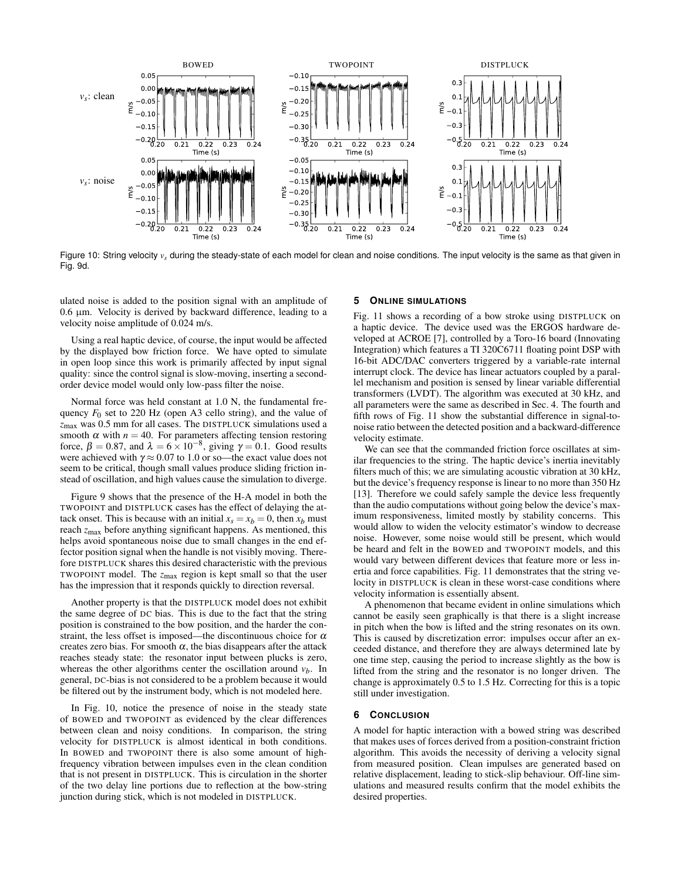Figure 10: String velocity $v_s$ during the steady-state of each model for clean and noise conditions. The input velocity is the same as that given in Fig. 9d.

ulated noise is added to the position signal with an amplitude of 0.6 μm. Velocity is derived by backward difference, leading to a velocity noise amplitude of 0.024 m/s.

Using a real haptic device, of course, the input would be affected by the displayed bow friction force. We have opted to simulate in open loop since this work is primarily affected by input signal quality: since the control signal is slow-moving, inserting a second-order device model would only low-pass filter the noise.

Normal force was held constant at 1.0 N, the fundamental frequency $F_0$ set to 220 Hz (open A3 cello string), and the value of $z_{\max}$ was 0.5 mm for all cases. The DISTPLUCK simulations used a smooth $\alpha$ with $n = 40$. For parameters affecting tension restoring force, $\beta = 0.87$, and $\lambda = 6 \times 10^{-8}$, giving $\gamma = 0.1$. Good results were achieved with $\gamma \approx 0.07$ to 1.0 or so—the exact value does not seem to be critical, though small values produce sliding friction instead of oscillation, and high values cause the simulation to diverge.

Figure 9 shows that the presence of the H-A model in both the TWOPOINT and DISTPLUCK cases has the effect of delaying the attack onset. This is because with an initial $x_s = x_b = 0$, then $x_b$ must reach $z_{\max}$ before anything significant happens. As mentioned, this helps avoid spontaneous noise due to small changes in the end effector position signal when the handle is not visibly moving. Therefore DISTPLUCK shares this desired characteristic with the previous TWOPOINT model. The $z_{\max}$ region is kept small so that the user has the impression that it responds quickly to direction reversal.

Another property is that the DISTPLUCK model does not exhibit the same degree of DC bias. This is due to the fact that the string position is constrained to the bow position, and the harder the constraint, the less offset is imposed—the discontinuous choice for $\alpha$ creates zero bias. For smooth $\alpha$, the bias disappears after the attack reaches steady state: the resonator input between plucks is zero, whereas the other algorithms center the oscillation around $v_b$. In general, DC-bias is not considered to be a problem because it would be filtered out by the instrument body, which is not modeled here.

In Fig. 10, notice the presence of noise in the steady state of BOWED and TWOPOINT as evidenced by the clear differences between clean and noisy conditions. In comparison, the string velocity for DISTPLUCK is almost identical in both conditions. In BOWED and TWOPOINT there is also some amount of high-frequency vibration between impulses even in the clean condition that is not present in DISTPLUCK. This is circulation in the shorter of the two delay line portions due to reflection at the bow-string junction during stick, which is not modeled in DISTPLUCK.

## 5 Online simulations

Fig. 11 shows a recording of a bow stroke using DISTPLUCK on a haptic device. The device used was the ERGOS hardware developed at ACROE [7], controlled by a Toro-16 board (Innovating Integration) which features a TI 320C6711 floating point DSP with 16-bit ADC/DAC converters triggered by a variable-rate internal interrupt clock. The device has linear actuators coupled by a parallel mechanism and position is sensed by linear variable differential transformers (LVDT). The algorithm was executed at 30 kHz, and all parameters were the same as described in Sec. 4. The fourth and fifth rows of Fig. 11 show the substantial difference in signal-to-noise ratio between the detected position and a backward-difference velocity estimate.

We can see that the commanded friction force oscillates at similar frequencies to the string. The haptic device's inertia inevitably filters much of this; we are simulating acoustic vibration at 30 kHz, but the device's frequency response is linear to no more than 350 Hz [13]. Therefore we could safely sample the device less frequently than the audio computations without going below the device's maximum responsiveness, limited mostly by stability concerns. This would allow to widen the velocity estimator's window to decrease noise. However, some noise would still be present, which would be heard and felt in the BOWED and TWOPOINT models, and this would vary between different devices that feature more or less inertia and force capabilities. Fig. 11 demonstrates that the string velocity in DISTPLUCK is clean in these worst-case conditions where velocity information is essentially absent.

A phenomenon that became evident in online simulations which cannot be easily seen graphically is that there is a slight increase in pitch when the bow is lifted and the string resonates on its own. This is caused by discretization error: impulses occur after an exceeded distance, and therefore they are always determined late by one time step, causing the period to increase slightly as the bow is lifted from the string and the resonator is no longer driven. The change is approximately 0.5 to 1.5 Hz. Correcting for this is a topic still under investigation.

## 6 Conclusion

A model for haptic interaction with a bowed string was described that makes uses of forces derived from a position-constraint friction algorithm. This avoids the necessity of deriving a velocity signal from measured position. Clean impulses are generated based on relative displacement, leading to stick-slip behaviour. Off-line simulations and measured results confirm that the model exhibits the desired properties.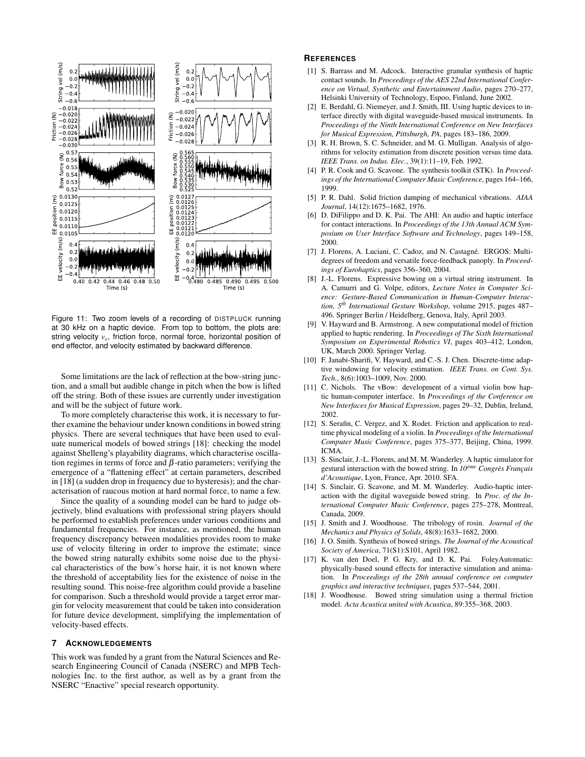String vel (m/s)
0.2
0.0
−0.2
−0.4
−0.6

Friction (N)
−0.018
−0.020
−0.022
−0.024
−0.026
−0.028
−0.030

Bow force (N)
0.57
0.56
0.55
0.54
0.53
0.52

EE position (m)
0.0130
0.0125
0.0120
0.0115
0.0110
0.0105

EE velocity (m/s)
0.4
0.2
0.0
−0.2
−0.4

0.40 0.42 0.44 0.46 0.48 0.50
Time (s)

String vel (m/s)
0.2
0.0
−0.2
−0.4
−0.6

Friction (N)
−0.020
−0.022
−0.024
−0.026
−0.028

Bow force (N)
0.565
0.560
0.555
0.550
0.545
0.540
0.535
0.530
0.525

EE position (m)
0.0127
0.0126
0.0125
0.0124
0.0123
0.0122
0.0121
0.0120

EE velocity (m/s)
0.4
0.2
0.0
−0.2
−0.4

0.480 0.485 0.490 0.495 0.500
Time (s)

Figure 11: Two zoom levels of a recording of DISTPLUCK running at 30 kHz on a haptic device. From top to bottom, the plots are: string velocity $v_s$, friction force, normal force, horizontal position of end effector, and velocity estimated by backward difference.

Some limitations are the lack of reflection at the bow-string junction, and a small but audible change in pitch when the bow is lifted off the string. Both of these issues are currently under investigation and will be the subject of future work.

To more completely characterise this work, it is necessary to further examine the behaviour under known conditions in bowed string physics. There are several techniques that have been used to evaluate numerical models of bowed strings [18]: checking the model against Shelleng's playability diagrams, which characterise oscillation regimes in terms of force and $\beta$-ratio parameters; verifying the emergence of a "flattening effect" at certain parameters, described in [18] (a sudden drop in frequency due to hysteresis); and the characterisation of raucous motion at hard normal force, to name a few.

Since the quality of a sounding model can be hard to judge objectively, blind evaluations with professional string players should be performed to establish preferences under various conditions and fundamental frequencies. For instance, as mentioned, the human frequency discrepancy between modalities provides room to make use of velocity filtering in order to improve the estimate; since the bowed string naturally exhibits some noise due to the physical characteristics of the bow's horse hair, it is not known where the threshold of acceptability lies for the existence of noise in the resulting sound. This noise-free algorithm could provide a baseline for comparison. Such a threshold would provide a target error margin for velocity measurement that could be taken into consideration for future device development, simplifying the implementation of velocity-based effects.

## 7 Acknowledgements

This work was funded by a grant from the Natural Sciences and Research Engineering Council of Canada (NSERC) and MPB Technologies Inc. to the first author, as well as by a grant from the NSERC "Enactive" special research opportunity.

## References

[1] S. Barrass and M. Adcock. Interactive granular synthesis of haptic contact sounds. In *Proceedings of the AES 22nd International Conference on Virtual, Synthetic and Entertainment Audio*, pages 270–277, Helsinki University of Technology, Espoo, Finland, June 2002.

[2] E. Berdahl, G. Niemeyer, and J. Smith, III. Using haptic devices to interface directly with digital waveguide-based musical instruments. In *Proceedings of the Ninth International Conference on New Interfaces for Musical Expression, Pittsburgh, PA*, pages 183–186, 2009.

[3] R. H. Brown, S. C. Schneider, and M. G. Mulligan. Analysis of algorithms for velocity estimation from discrete position versus time data. *IEEE Trans. on Indus. Elec.*, 39(1):11–19, Feb. 1992.

[4] P. R. Cook and G. Scavone. The synthesis toolkit (STK). In *Proceedings of the International Computer Music Conference*, pages 164–166, 1999.

[5] P. R. Dahl. Solid friction damping of mechanical vibrations. *AIAA Journal*, 14(12):1675–1682, 1976.

[6] D. DiFilippo and D. K. Pai. The AHI: An audio and haptic interface for contact interactions. In *Proceedings of the 13th Annual ACM Symposium on User Interface Software and Technology*, pages 149–158, 2000.

[7] J. Florens, A. Luciani, C. Cadoz, and N. Castagné. ERGOS: Multi-degrees of freedom and versatile force-feedback panoply. In *Proceedings of Eurohaptics*, pages 356–360, 2004.

[8] J.-L. Florens. Expressive bowing on a virtual string instrument. In A. Camurri and G. Volpe, editors, *Lecture Notes in Computer Science: Gesture-Based Communication in Human-Computer Interaction, 5th International Gesture Workshop*, volume 2915, pages 487–496. Springer Berlin / Heidelberg, Genova, Italy, April 2003.

[9] V. Hayward and B. Armstrong. A new computational model of friction applied to haptic rendering. In *Proceedings of The Sixth International Symposium on Experimental Robotics VI*, pages 403–412, London, UK, March 2000. Springer Verlag.

[10] F. Janabi-Sharifi, V. Hayward, and C.-S. J. Chen. Discrete-time adaptive windowing for velocity estimation. *IEEE Trans. on Cont. Sys. Tech.*, 8(6):1003–1009, Nov. 2000.

[11] C. Nichols. The vBow: development of a virtual violin bow haptic human-computer interface. In *Proceedings of the Conference on New Interfaces for Musical Expression*, pages 29–32, Dublin, Ireland, 2002.

[12] S. Serafin, C. Vergez, and X. Rodet. Friction and application to real-time physical modeling of a violin. In *Proceedings of the International Computer Music Conference*, pages 375–377, Beijing, China, 1999. ICMA.

[13] S. Sinclair, J.-L. Florens, and M. M. Wanderley. A haptic simulator for gestural interaction with the bowed string. In *10ème Congrès Français d'Acoustique*, Lyon, France, Apr. 2010. SFA.

[14] S. Sinclair, G. Scavone, and M. M. Wanderley. Audio-haptic interaction with the digital waveguide bowed string. In *Proc. of the International Computer Music Conference*, pages 275–278, Montreal, Canada, 2009.

[15] J. Smith and J. Woodhouse. The tribology of rosin. *Journal of the Mechanics and Physics of Solids*, 48(8):1633–1682, 2000.

[16] J. O. Smith. Synthesis of bowed strings. *The Journal of the Acoustical Society of America*, 71(S1):S101, April 1982.

[17] K. van den Doel, P. G. Kry, and D. K. Pai. FoleyAutomatic: physically-based sound effects for interactive simulation and animation. In *Proceedings of the 28th annual conference on computer graphics and interactive techniques*, pages 537–544, 2001.

[18] J. Woodhouse. Bowed string simulation using a thermal friction model. *Acta Acustica united with Acustica*, 89:355–368, 2003.